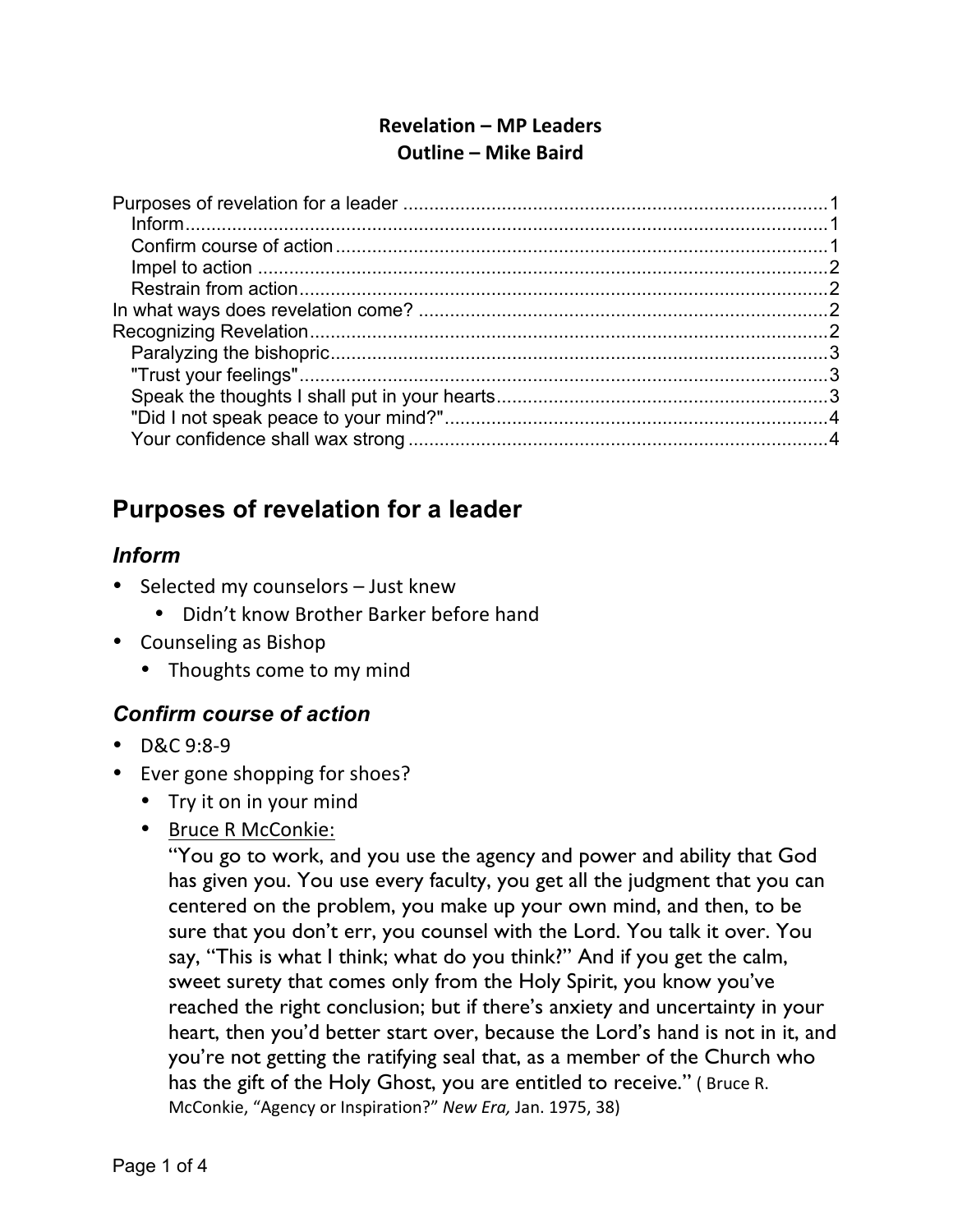**Revelation – MP Leaders**
**Outline – Mike Baird**

Purposes of revelation for a leader ....................................................................................1
- Inform....................................................................................................................1
- Confirm course of action .........................................................................................1
- Impel to action .......................................................................................................2
- Restrain from action................................................................................................2

In what ways does revelation come? ..................................................................................2

Recognizing Revelation.....................................................................................................2
- Paralyzing the bishopric............................................................................................3
- "Trust your feelings".................................................................................................3
- Speak the thoughts I shall put in your hearts..............................................................3
- "Did I not speak peace to your mind?".......................................................................4
- Your confidence shall wax strong ...............................................................................4

# Purposes of revelation for a leader

## *Inform*

- Selected my counselors – Just knew
  - Didn't know Brother Barker before hand
- Counseling as Bishop
  - Thoughts come to my mind

## *Confirm course of action*

- D&C 9:8-9
- Ever gone shopping for shoes?
  - Try it on in your mind
  - <u>Bruce R McConkie:</u>
    "You go to work, and you use the agency and power and ability that God has given you. You use every faculty, you get all the judgment that you can centered on the problem, you make up your own mind, and then, to be sure that you don't err, you counsel with the Lord. You talk it over. You say, "This is what I think; what do you think?" And if you get the calm, sweet surety that comes only from the Holy Spirit, you know you've reached the right conclusion; but if there's anxiety and uncertainty in your heart, then you'd better start over, because the Lord's hand is not in it, and you're not getting the ratifying seal that, as a member of the Church who has the gift of the Holy Ghost, you are entitled to receive." ( Bruce R. McConkie, "Agency or Inspiration?" *New Era,* Jan. 1975, 38)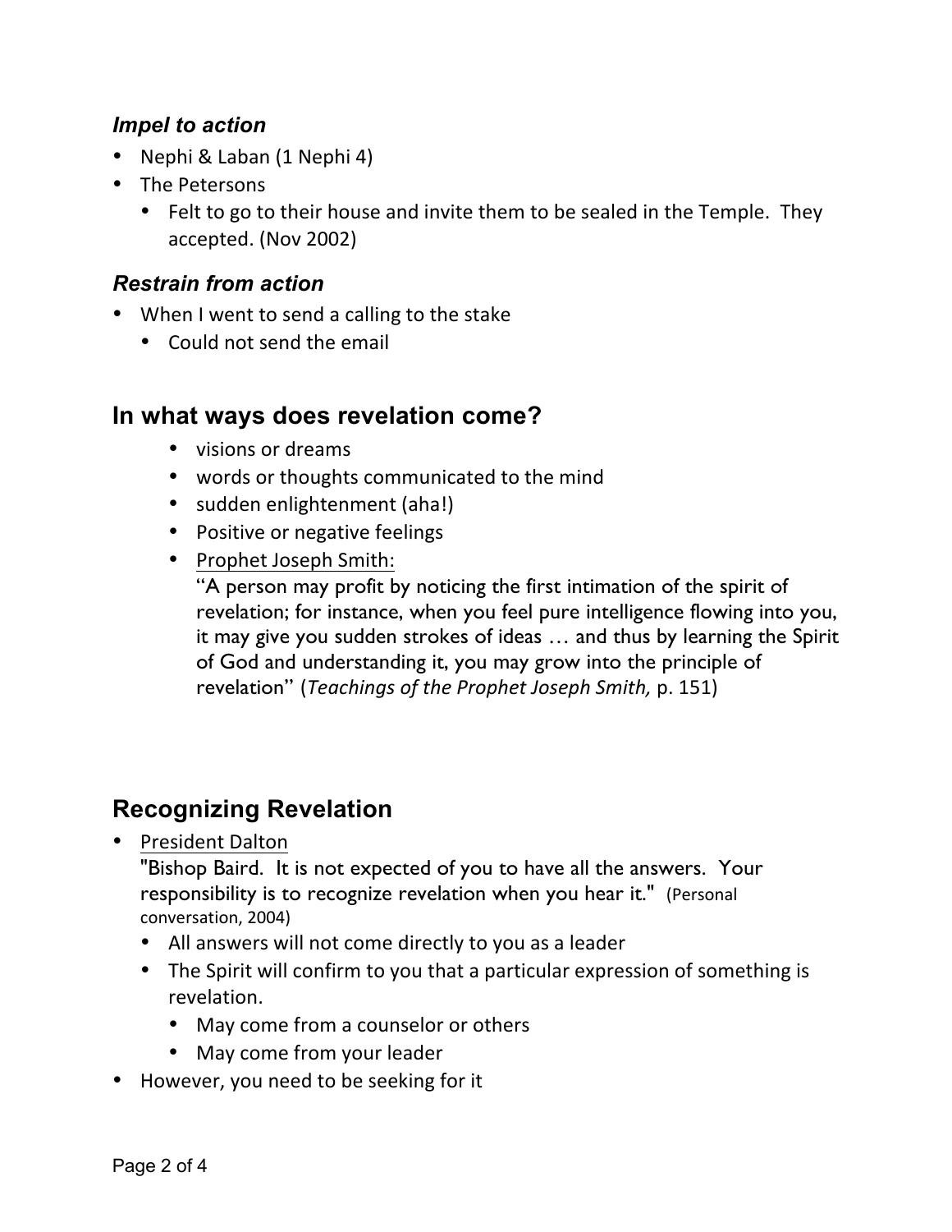### *Impel to action*

- Nephi & Laban (1 Nephi 4)
- The Petersons
  - Felt to go to their house and invite them to be sealed in the Temple. They accepted. (Nov 2002)

### *Restrain from action*

- When I went to send a calling to the stake
  - Could not send the email

## In what ways does revelation come?

- visions or dreams
- words or thoughts communicated to the mind
- sudden enlightenment (aha!)
- Positive or negative feelings
- Prophet Joseph Smith:
  "A person may profit by noticing the first intimation of the spirit of revelation; for instance, when you feel pure intelligence flowing into you, it may give you sudden strokes of ideas … and thus by learning the Spirit of God and understanding it, you may grow into the principle of revelation" (*Teachings of the Prophet Joseph Smith,* p. 151)

## Recognizing Revelation

- President Dalton
  "Bishop Baird. It is not expected of you to have all the answers. Your responsibility is to recognize revelation when you hear it." (Personal conversation, 2004)
  - All answers will not come directly to you as a leader
  - The Spirit will confirm to you that a particular expression of something is revelation.
    - May come from a counselor or others
    - May come from your leader
- However, you need to be seeking for it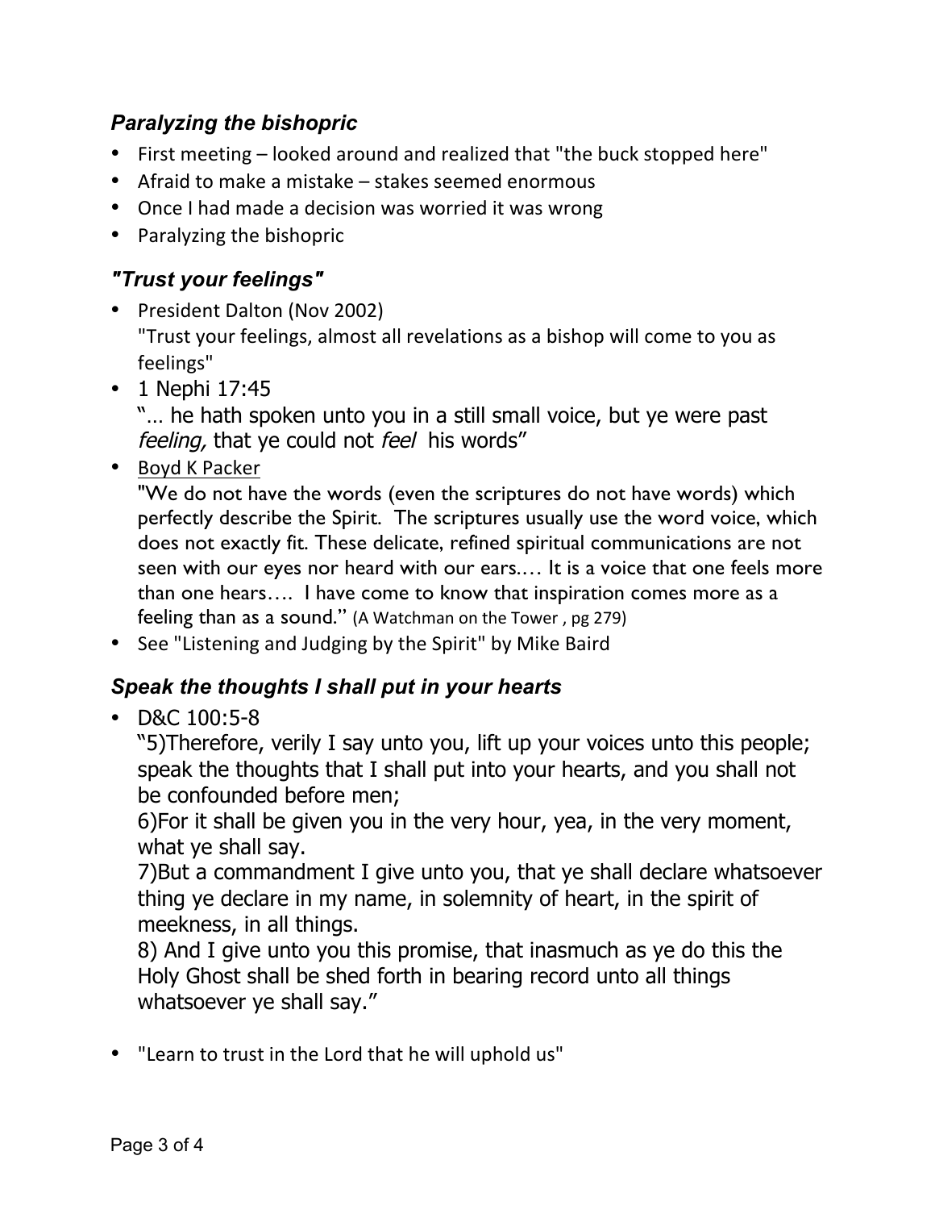### *Paralyzing the bishopric*

- First meeting – looked around and realized that "the buck stopped here"
- Afraid to make a mistake – stakes seemed enormous
- Once I had made a decision was worried it was wrong
- Paralyzing the bishopric

### *"Trust your feelings"*

- President Dalton (Nov 2002)
  "Trust your feelings, almost all revelations as a bishop will come to you as feelings"
- 1 Nephi 17:45
  "… he hath spoken unto you in a still small voice, but ye were past *feeling,* that ye could not *feel* his words"
- Boyd K Packer
  "We do not have the words (even the scriptures do not have words) which perfectly describe the Spirit. The scriptures usually use the word voice, which does not exactly fit. These delicate, refined spiritual communications are not seen with our eyes nor heard with our ears.… It is a voice that one feels more than one hears…. I have come to know that inspiration comes more as a feeling than as a sound." (A Watchman on the Tower , pg 279)
- See "Listening and Judging by the Spirit" by Mike Baird

### *Speak the thoughts I shall put in your hearts*

- D&C 100:5-8
  "5)Therefore, verily I say unto you, lift up your voices unto this people; speak the thoughts that I shall put into your hearts, and you shall not be confounded before men;
  6)For it shall be given you in the very hour, yea, in the very moment, what ye shall say.
  7)But a commandment I give unto you, that ye shall declare whatsoever thing ye declare in my name, in solemnity of heart, in the spirit of meekness, in all things.
  8) And I give unto you this promise, that inasmuch as ye do this the Holy Ghost shall be shed forth in bearing record unto all things whatsoever ye shall say."

- "Learn to trust in the Lord that he will uphold us"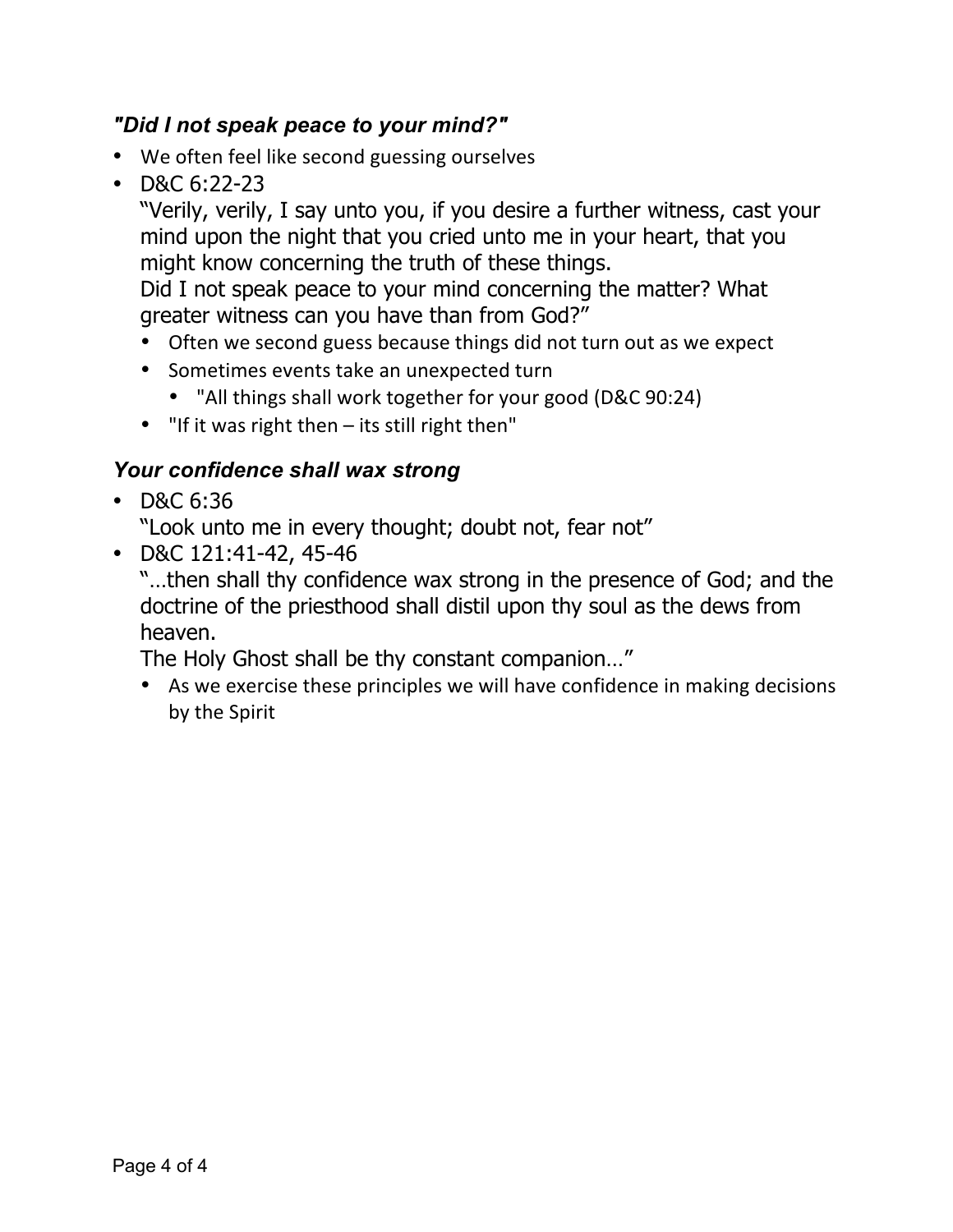### *"Did I not speak peace to your mind?"*

- We often feel like second guessing ourselves
- D&C 6:22-23
  "Verily, verily, I say unto you, if you desire a further witness, cast your mind upon the night that you cried unto me in your heart, that you might know concerning the truth of these things.
  Did I not speak peace to your mind concerning the matter? What greater witness can you have than from God?"
  - Often we second guess because things did not turn out as we expect
  - Sometimes events take an unexpected turn
    - "All things shall work together for your good (D&C 90:24)
  - "If it was right then – its still right then"

### *Your confidence shall wax strong*

- D&C 6:36
  "Look unto me in every thought; doubt not, fear not"
- D&C 121:41-42, 45-46
  "…then shall thy confidence wax strong in the presence of God; and the doctrine of the priesthood shall distil upon thy soul as the dews from heaven.
  The Holy Ghost shall be thy constant companion…"
  - As we exercise these principles we will have confidence in making decisions by the Spirit